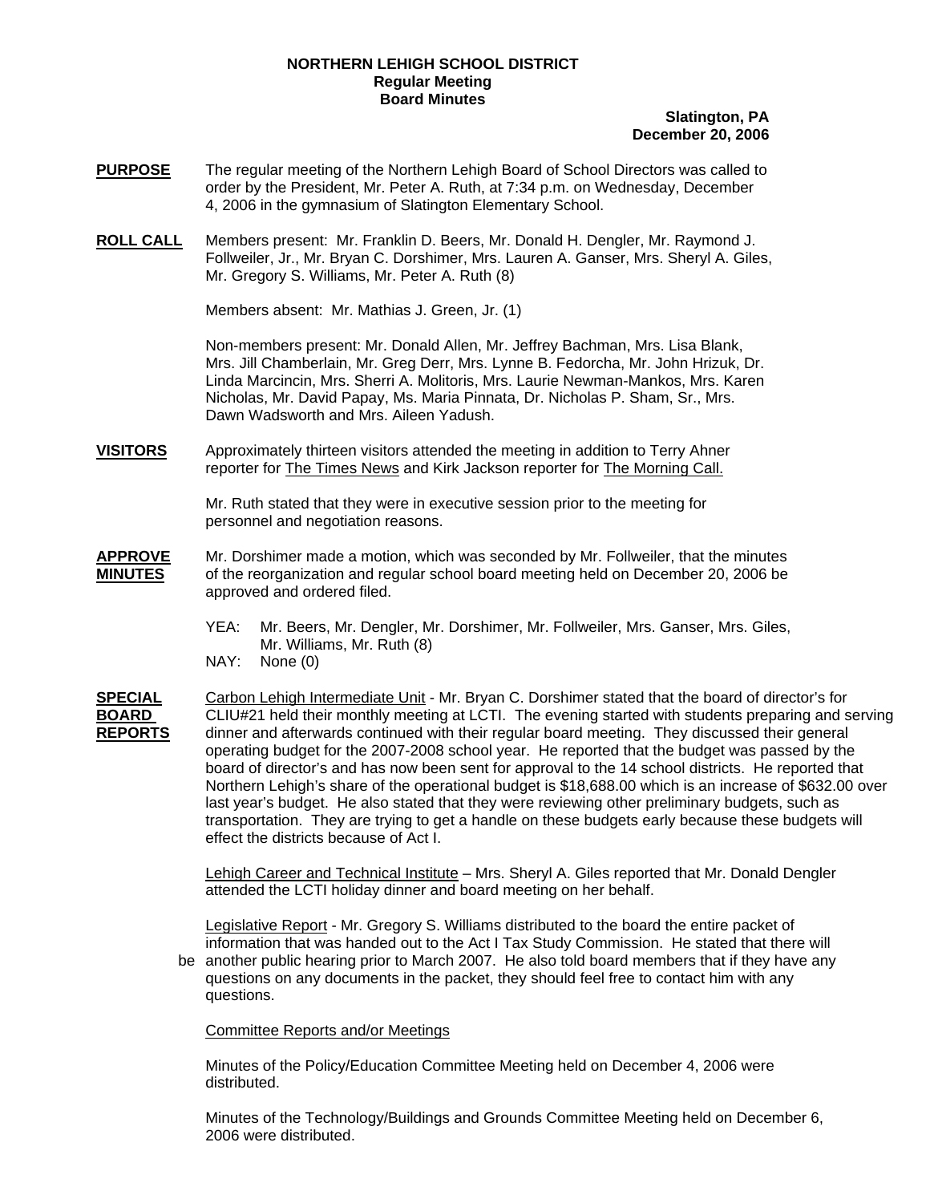**NORTHERN LEHIGH SCHOOL DISTRICT**
**Regular Meeting**
**Board Minutes**

**Slatington, PA**
**December 20, 2006**

**PURPOSE** The regular meeting of the Northern Lehigh Board of School Directors was called to order by the President, Mr. Peter A. Ruth, at 7:34 p.m. on Wednesday, December 4, 2006 in the gymnasium of Slatington Elementary School.

**ROLL CALL** Members present: Mr. Franklin D. Beers, Mr. Donald H. Dengler, Mr. Raymond J. Follweiler, Jr., Mr. Bryan C. Dorshimer, Mrs. Lauren A. Ganser, Mrs. Sheryl A. Giles, Mr. Gregory S. Williams, Mr. Peter A. Ruth (8)

Members absent: Mr. Mathias J. Green, Jr. (1)

Non-members present: Mr. Donald Allen, Mr. Jeffrey Bachman, Mrs. Lisa Blank, Mrs. Jill Chamberlain, Mr. Greg Derr, Mrs. Lynne B. Fedorcha, Mr. John Hrizuk, Dr. Linda Marcincin, Mrs. Sherri A. Molitoris, Mrs. Laurie Newman-Mankos, Mrs. Karen Nicholas, Mr. David Papay, Ms. Maria Pinnata, Dr. Nicholas P. Sham, Sr., Mrs. Dawn Wadsworth and Mrs. Aileen Yadush.

**VISITORS** Approximately thirteen visitors attended the meeting in addition to Terry Ahner reporter for The Times News and Kirk Jackson reporter for The Morning Call.

Mr. Ruth stated that they were in executive session prior to the meeting for personnel and negotiation reasons.

**APPROVE MINUTES** Mr. Dorshimer made a motion, which was seconded by Mr. Follweiler, that the minutes of the reorganization and regular school board meeting held on December 20, 2006 be approved and ordered filed.

YEA: Mr. Beers, Mr. Dengler, Mr. Dorshimer, Mr. Follweiler, Mrs. Ganser, Mrs. Giles, Mr. Williams, Mr. Ruth (8)
NAY: None (0)

**SPECIAL BOARD REPORTS** Carbon Lehigh Intermediate Unit - Mr. Bryan C. Dorshimer stated that the board of director's for CLIU#21 held their monthly meeting at LCTI. The evening started with students preparing and serving dinner and afterwards continued with their regular board meeting. They discussed their general operating budget for the 2007-2008 school year. He reported that the budget was passed by the board of director's and has now been sent for approval to the 14 school districts. He reported that Northern Lehigh's share of the operational budget is $18,688.00 which is an increase of $632.00 over last year's budget. He also stated that they were reviewing other preliminary budgets, such as transportation. They are trying to get a handle on these budgets early because these budgets will effect the districts because of Act I.

Lehigh Career and Technical Institute – Mrs. Sheryl A. Giles reported that Mr. Donald Dengler attended the LCTI holiday dinner and board meeting on her behalf.

Legislative Report - Mr. Gregory S. Williams distributed to the board the entire packet of information that was handed out to the Act I Tax Study Commission. He stated that there will be another public hearing prior to March 2007. He also told board members that if they have any questions on any documents in the packet, they should feel free to contact him with any questions.

Committee Reports and/or Meetings

Minutes of the Policy/Education Committee Meeting held on December 4, 2006 were distributed.

Minutes of the Technology/Buildings and Grounds Committee Meeting held on December 6, 2006 were distributed.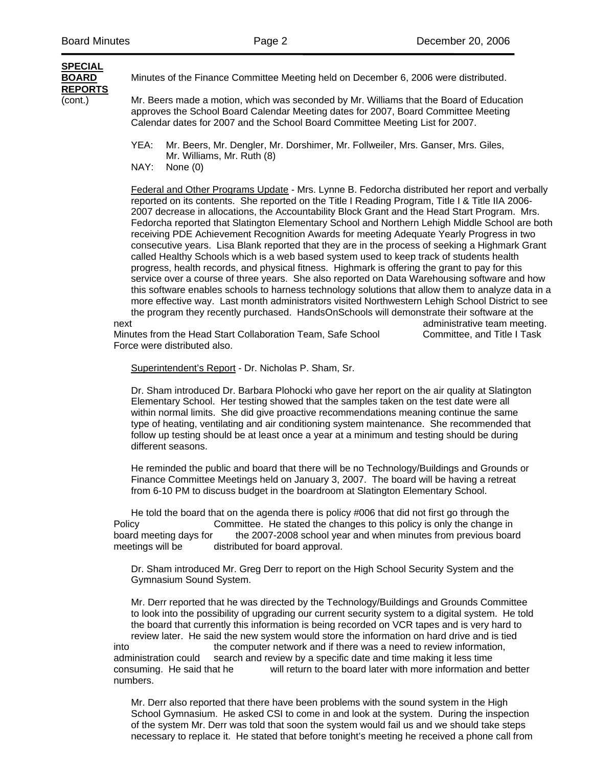**SPECIAL BOARD REPORTS** (cont.)

Minutes of the Finance Committee Meeting held on December 6, 2006 were distributed.

Mr. Beers made a motion, which was seconded by Mr. Williams that the Board of Education approves the School Board Calendar Meeting dates for 2007, Board Committee Meeting Calendar dates for 2007 and the School Board Committee Meeting List for 2007.

YEA: Mr. Beers, Mr. Dengler, Mr. Dorshimer, Mr. Follweiler, Mrs. Ganser, Mrs. Giles, Mr. Williams, Mr. Ruth (8)
NAY: None (0)

Federal and Other Programs Update - Mrs. Lynne B. Fedorcha distributed her report and verbally reported on its contents. She reported on the Title I Reading Program, Title I & Title IIA 2006-2007 decrease in allocations, the Accountability Block Grant and the Head Start Program. Mrs. Fedorcha reported that Slatington Elementary School and Northern Lehigh Middle School are both receiving PDE Achievement Recognition Awards for meeting Adequate Yearly Progress in two consecutive years. Lisa Blank reported that they are in the process of seeking a Highmark Grant called Healthy Schools which is a web based system used to keep track of students health progress, health records, and physical fitness. Highmark is offering the grant to pay for this service over a course of three years. She also reported on Data Warehousing software and how this software enables schools to harness technology solutions that allow them to analyze data in a more effective way. Last month administrators visited Northwestern Lehigh School District to see the program they recently purchased. HandsOnSchools will demonstrate their software at the next administrative team meeting. Minutes from the Head Start Collaboration Team, Safe School Committee, and Title I Task Force were distributed also.

Superintendent's Report - Dr. Nicholas P. Sham, Sr.

Dr. Sham introduced Dr. Barbara Plohocki who gave her report on the air quality at Slatington Elementary School. Her testing showed that the samples taken on the test date were all within normal limits. She did give proactive recommendations meaning continue the same type of heating, ventilating and air conditioning system maintenance. She recommended that follow up testing should be at least once a year at a minimum and testing should be during different seasons.

He reminded the public and board that there will be no Technology/Buildings and Grounds or Finance Committee Meetings held on January 3, 2007. The board will be having a retreat from 6-10 PM to discuss budget in the boardroom at Slatington Elementary School.

He told the board that on the agenda there is policy #006 that did not first go through the Policy Committee. He stated the changes to this policy is only the change in board meeting days for the 2007-2008 school year and when minutes from previous board meetings will be distributed for board approval.

Dr. Sham introduced Mr. Greg Derr to report on the High School Security System and the Gymnasium Sound System.

Mr. Derr reported that he was directed by the Technology/Buildings and Grounds Committee to look into the possibility of upgrading our current security system to a digital system. He told the board that currently this information is being recorded on VCR tapes and is very hard to review later. He said the new system would store the information on hard drive and is tied into the computer network and if there was a need to review information, administration could search and review by a specific date and time making it less time consuming. He said that he will return to the board later with more information and better numbers.

Mr. Derr also reported that there have been problems with the sound system in the High School Gymnasium. He asked CSI to come in and look at the system. During the inspection of the system Mr. Derr was told that soon the system would fail us and we should take steps necessary to replace it. He stated that before tonight's meeting he received a phone call from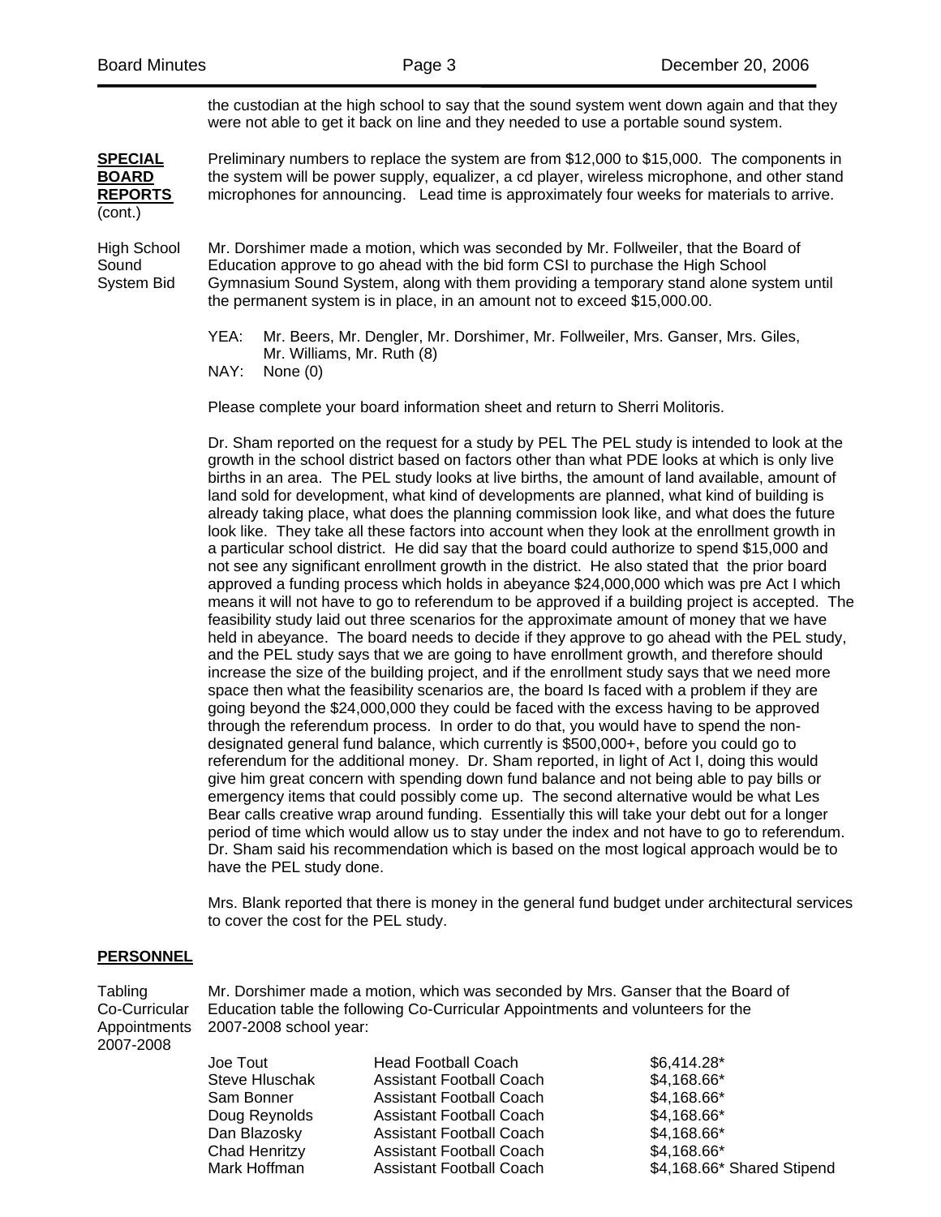the custodian at the high school to say that the sound system went down again and that they were not able to get it back on line and they needed to use a portable sound system.

**SPECIAL BOARD REPORTS** (cont.)

Preliminary numbers to replace the system are from $12,000 to $15,000. The components in the system will be power supply, equalizer, a cd player, wireless microphone, and other stand microphones for announcing. Lead time is approximately four weeks for materials to arrive.

High School Sound System Bid

Mr. Dorshimer made a motion, which was seconded by Mr. Follweiler, that the Board of Education approve to go ahead with the bid form CSI to purchase the High School Gymnasium Sound System, along with them providing a temporary stand alone system until the permanent system is in place, in an amount not to exceed $15,000.00.

YEA: Mr. Beers, Mr. Dengler, Mr. Dorshimer, Mr. Follweiler, Mrs. Ganser, Mrs. Giles, Mr. Williams, Mr. Ruth (8)
NAY: None (0)

Please complete your board information sheet and return to Sherri Molitoris.

Dr. Sham reported on the request for a study by PEL The PEL study is intended to look at the growth in the school district based on factors other than what PDE looks at which is only live births in an area. The PEL study looks at live births, the amount of land available, amount of land sold for development, what kind of developments are planned, what kind of building is already taking place, what does the planning commission look like, and what does the future look like. They take all these factors into account when they look at the enrollment growth in a particular school district. He did say that the board could authorize to spend $15,000 and not see any significant enrollment growth in the district. He also stated that the prior board approved a funding process which holds in abeyance $24,000,000 which was pre Act I which means it will not have to go to referendum to be approved if a building project is accepted. The feasibility study laid out three scenarios for the approximate amount of money that we have held in abeyance. The board needs to decide if they approve to go ahead with the PEL study, and the PEL study says that we are going to have enrollment growth, and therefore should increase the size of the building project, and if the enrollment study says that we need more space then what the feasibility scenarios are, the board Is faced with a problem if they are going beyond the $24,000,000 they could be faced with the excess having to be approved through the referendum process. In order to do that, you would have to spend the non-designated general fund balance, which currently is $500,000+, before you could go to referendum for the additional money. Dr. Sham reported, in light of Act I, doing this would give him great concern with spending down fund balance and not being able to pay bills or emergency items that could possibly come up. The second alternative would be what Les Bear calls creative wrap around funding. Essentially this will take your debt out for a longer period of time which would allow us to stay under the index and not have to go to referendum. Dr. Sham said his recommendation which is based on the most logical approach would be to have the PEL study done.

Mrs. Blank reported that there is money in the general fund budget under architectural services to cover the cost for the PEL study.

**PERSONNEL**

Tabling Co-Curricular Appointments 2007-2008

Mr. Dorshimer made a motion, which was seconded by Mrs. Ganser that the Board of Education table the following Co-Curricular Appointments and volunteers for the 2007-2008 school year:

| | | |
|---|---|---|
| Joe Tout | Head Football Coach | $6,414.28* |
| Steve Hluschak | Assistant Football Coach | $4,168.66* |
| Sam Bonner | Assistant Football Coach | $4,168.66* |
| Doug Reynolds | Assistant Football Coach | $4,168.66* |
| Dan Blazosky | Assistant Football Coach | $4,168.66* |
| Chad Henritzy | Assistant Football Coach | $4,168.66* |
| Mark Hoffman | Assistant Football Coach | $4,168.66* Shared Stipend |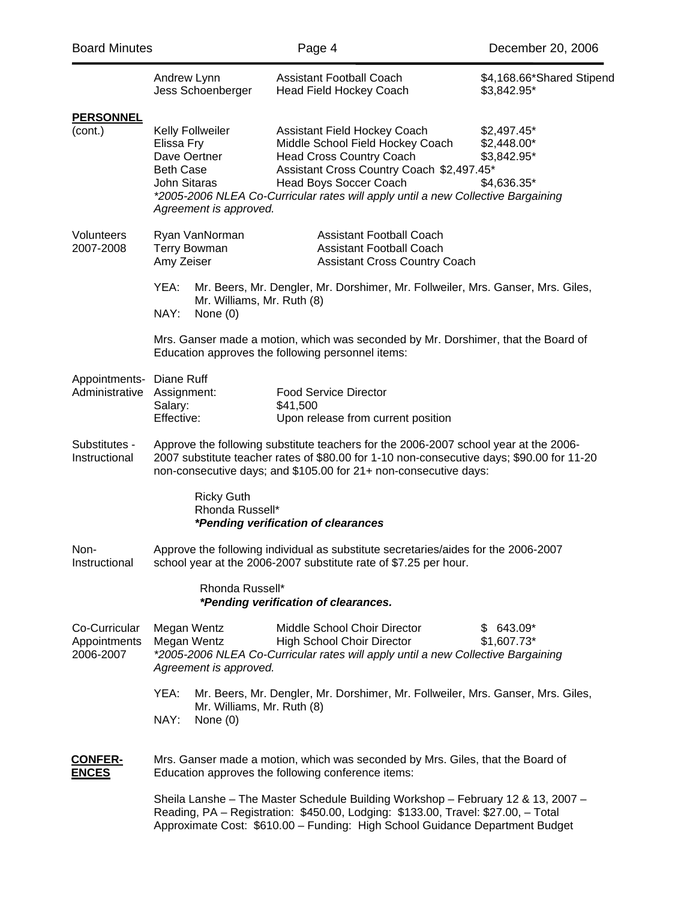| | | | |
|---|---|---|---|
| | Andrew Lynn | Assistant Football Coach | $4,168.66*Shared Stipend |
| | Jess Schoenberger | Head Field Hockey Coach | $3,842.95* |
| **PERSONNEL** (cont.) | Kelly Follweiler | Assistant Field Hockey Coach | $2,497.45* |
| | Elissa Fry | Middle School Field Hockey Coach | $2,448.00* |
| | Dave Oertner | Head Cross Country Coach | $3,842.95* |
| | Beth Case | Assistant Cross Country Coach | $2,497.45* |
| | John Sitaras | Head Boys Soccer Coach | $4,636.35* |

*2005-2006 NLEA Co-Curricular rates will apply until a new Collective Bargaining Agreement is approved.*

**Volunteers 2007-2008**

| | |
|---|---|
| Ryan VanNorman | Assistant Football Coach |
| Terry Bowman | Assistant Football Coach |
| Amy Zeiser | Assistant Cross Country Coach |

YEA: Mr. Beers, Mr. Dengler, Mr. Dorshimer, Mr. Follweiler, Mrs. Ganser, Mrs. Giles, Mr. Williams, Mr. Ruth (8)
NAY: None (0)

Mrs. Ganser made a motion, which was seconded by Mr. Dorshimer, that the Board of Education approves the following personnel items:

**Appointments- Administrative**

Diane Ruff
Assignment: Food Service Director
Salary: $41,500
Effective: Upon release from current position

**Substitutes - Instructional**

Approve the following substitute teachers for the 2006-2007 school year at the 2006-2007 substitute teacher rates of $80.00 for 1-10 non-consecutive days; $90.00 for 11-20 non-consecutive days; and $105.00 for 21+ non-consecutive days:

Ricky Guth
Rhonda Russell*
***Pending verification of clearances***

**Non-Instructional**

Approve the following individual as substitute secretaries/aides for the 2006-2007 school year at the 2006-2007 substitute rate of $7.25 per hour.

Rhonda Russell*
***Pending verification of clearances.***

**Co-Curricular Appointments 2006-2007**

| | | |
|---|---|---|
| Megan Wentz | Middle School Choir Director | $ 643.09* |
| Megan Wentz | High School Choir Director | $1,607.73* |

*2005-2006 NLEA Co-Curricular rates will apply until a new Collective Bargaining Agreement is approved.*

YEA: Mr. Beers, Mr. Dengler, Mr. Dorshimer, Mr. Follweiler, Mrs. Ganser, Mrs. Giles, Mr. Williams, Mr. Ruth (8)
NAY: None (0)

**CONFERENCES**

Mrs. Ganser made a motion, which was seconded by Mrs. Giles, that the Board of Education approves the following conference items:

Sheila Lanshe – The Master Schedule Building Workshop – February 12 & 13, 2007 – Reading, PA – Registration: $450.00, Lodging: $133.00, Travel: $27.00, – Total Approximate Cost: $610.00 – Funding: High School Guidance Department Budget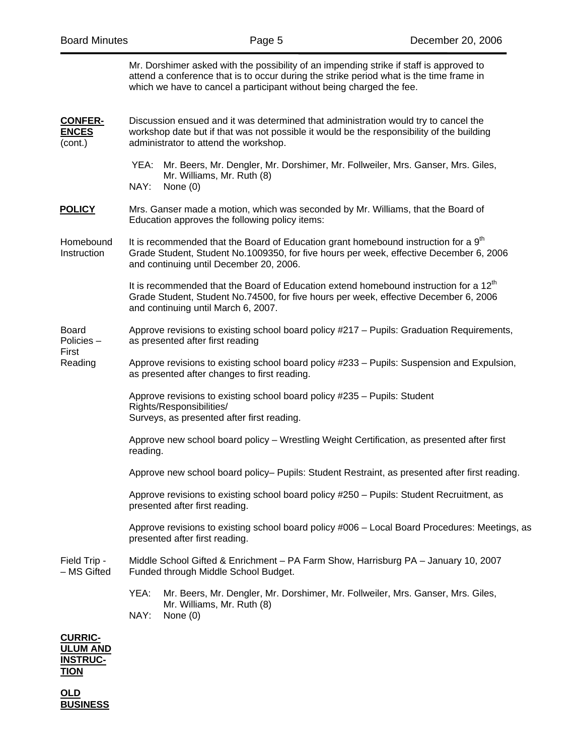Mr. Dorshimer asked with the possibility of an impending strike if staff is approved to attend a conference that is to occur during the strike period what is the time frame in which we have to cancel a participant without being charged the fee.

**CONFERENCES** (cont.)

Discussion ensued and it was determined that administration would try to cancel the workshop date but if that was not possible it would be the responsibility of the building administrator to attend the workshop.

YEA: Mr. Beers, Mr. Dengler, Mr. Dorshimer, Mr. Follweiler, Mrs. Ganser, Mrs. Giles, Mr. Williams, Mr. Ruth (8)
NAY: None (0)

**POLICY**

Mrs. Ganser made a motion, which was seconded by Mr. Williams, that the Board of Education approves the following policy items:

Homebound Instruction

It is recommended that the Board of Education grant homebound instruction for a 9th Grade Student, Student No.1009350, for five hours per week, effective December 6, 2006 and continuing until December 20, 2006.

It is recommended that the Board of Education extend homebound instruction for a 12th Grade Student, Student No.74500, for five hours per week, effective December 6, 2006 and continuing until March 6, 2007.

Board Policies – First Reading

Approve revisions to existing school board policy #217 – Pupils: Graduation Requirements, as presented after first reading

Approve revisions to existing school board policy #233 – Pupils: Suspension and Expulsion, as presented after changes to first reading.

Approve revisions to existing school board policy #235 – Pupils: Student Rights/Responsibilities/
Surveys, as presented after first reading.

Approve new school board policy – Wrestling Weight Certification, as presented after first reading.

Approve new school board policy– Pupils: Student Restraint, as presented after first reading.

Approve revisions to existing school board policy #250 – Pupils: Student Recruitment, as presented after first reading.

Approve revisions to existing school board policy #006 – Local Board Procedures: Meetings, as presented after first reading.

Field Trip - – MS Gifted

Middle School Gifted & Enrichment – PA Farm Show, Harrisburg PA – January 10, 2007 Funded through Middle School Budget.

YEA: Mr. Beers, Mr. Dengler, Mr. Dorshimer, Mr. Follweiler, Mrs. Ganser, Mrs. Giles, Mr. Williams, Mr. Ruth (8)
NAY: None (0)

**CURRICULUM AND INSTRUCTION**

**OLD BUSINESS**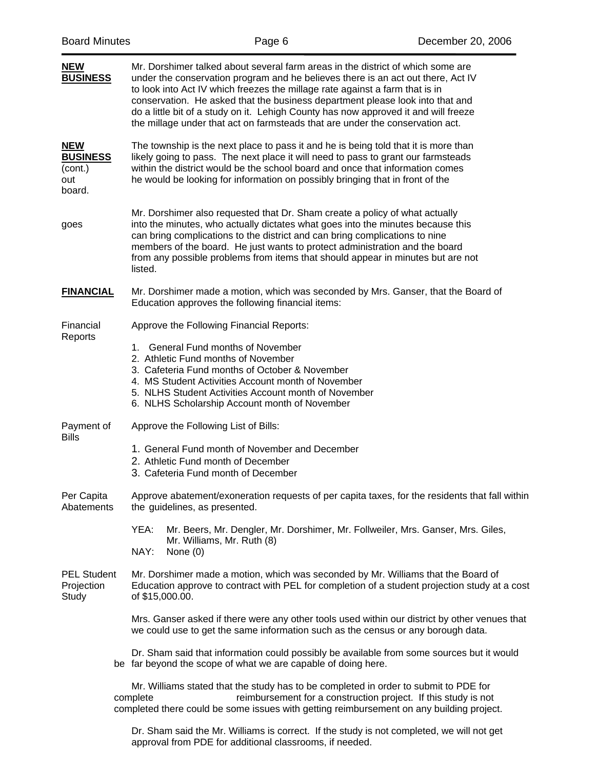**NEW BUSINESS**

Mr. Dorshimer talked about several farm areas in the district of which some are under the conservation program and he believes there is an act out there, Act IV to look into Act IV which freezes the millage rate against a farm that is in conservation. He asked that the business department please look into that and do a little bit of a study on it. Lehigh County has now approved it and will freeze the millage under that act on farmsteads that are under the conservation act.

**NEW BUSINESS** (cont.)

The township is the next place to pass it and he is being told that it is more than likely going to pass. The next place it will need to pass to grant our farmsteads within the district would be the school board and once that information comes out he would be looking for information on possibly bringing that in front of the board.

Mr. Dorshimer also requested that Dr. Sham create a policy of what actually goes into the minutes, who actually dictates what goes into the minutes because this can bring complications to the district and can bring complications to nine members of the board. He just wants to protect administration and the board from any possible problems from items that should appear in minutes but are not listed.

**FINANCIAL**

Mr. Dorshimer made a motion, which was seconded by Mrs. Ganser, that the Board of Education approves the following financial items:

Financial Reports

Approve the Following Financial Reports:

1. General Fund months of November
2. Athletic Fund months of November
3. Cafeteria Fund months of October & November
4. MS Student Activities Account month of November
5. NLHS Student Activities Account month of November
6. NLHS Scholarship Account month of November

Payment of Bills

Approve the Following List of Bills:

1. General Fund month of November and December
2. Athletic Fund month of December
3. Cafeteria Fund month of December

Per Capita Abatements

Approve abatement/exoneration requests of per capita taxes, for the residents that fall within the guidelines, as presented.

YEA: Mr. Beers, Mr. Dengler, Mr. Dorshimer, Mr. Follweiler, Mrs. Ganser, Mrs. Giles, Mr. Williams, Mr. Ruth (8)
NAY: None (0)

PEL Student Projection Study

Mr. Dorshimer made a motion, which was seconded by Mr. Williams that the Board of Education approve to contract with PEL for completion of a student projection study at a cost of $15,000.00.

Mrs. Ganser asked if there were any other tools used within our district by other venues that we could use to get the same information such as the census or any borough data.

Dr. Sham said that information could possibly be available from some sources but it would be far beyond the scope of what we are capable of doing here.

Mr. Williams stated that the study has to be completed in order to submit to PDE for complete reimbursement for a construction project. If this study is not completed there could be some issues with getting reimbursement on any building project.

Dr. Sham said the Mr. Williams is correct. If the study is not completed, we will not get approval from PDE for additional classrooms, if needed.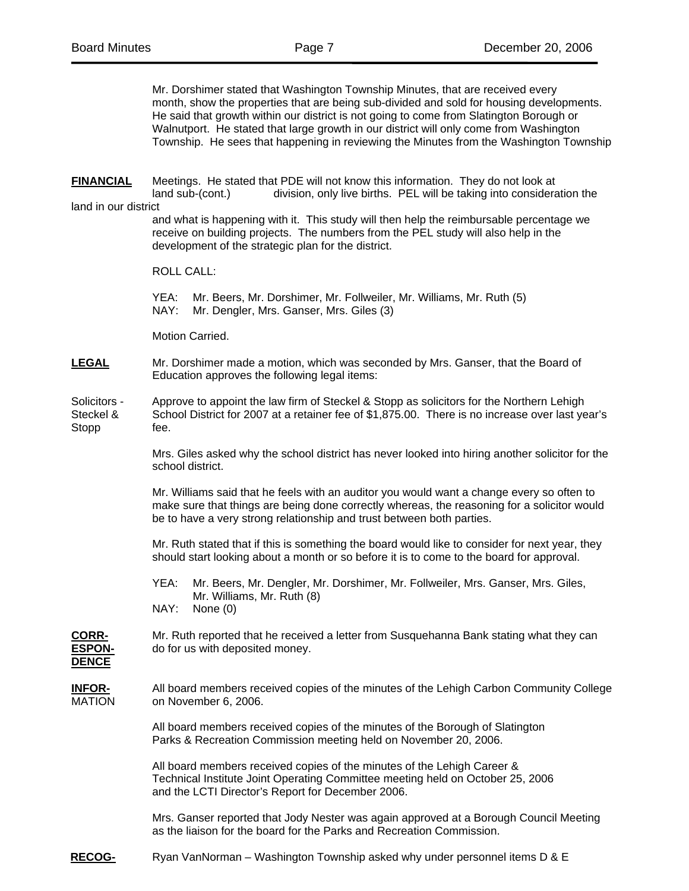Mr. Dorshimer stated that Washington Township Minutes, that are received every month, show the properties that are being sub-divided and sold for housing developments. He said that growth within our district is not going to come from Slatington Borough or Walnutport. He stated that large growth in our district will only come from Washington Township. He sees that happening in reviewing the Minutes from the Washington Township

**FINANCIAL** (cont.)

Meetings. He stated that PDE will not know this information. They do not look at land sub-division, only live births. PEL will be taking into consideration the land in our district and what is happening with it. This study will then help the reimbursable percentage we receive on building projects. The numbers from the PEL study will also help in the development of the strategic plan for the district.

ROLL CALL:

YEA: Mr. Beers, Mr. Dorshimer, Mr. Follweiler, Mr. Williams, Mr. Ruth (5)
NAY: Mr. Dengler, Mrs. Ganser, Mrs. Giles (3)

Motion Carried.

**LEGAL**

Mr. Dorshimer made a motion, which was seconded by Mrs. Ganser, that the Board of Education approves the following legal items:

Solicitors - Steckel & Stopp

Approve to appoint the law firm of Steckel & Stopp as solicitors for the Northern Lehigh School District for 2007 at a retainer fee of $1,875.00. There is no increase over last year's fee.

Mrs. Giles asked why the school district has never looked into hiring another solicitor for the school district.

Mr. Williams said that he feels with an auditor you would want a change every so often to make sure that things are being done correctly whereas, the reasoning for a solicitor would be to have a very strong relationship and trust between both parties.

Mr. Ruth stated that if this is something the board would like to consider for next year, they should start looking about a month or so before it is to come to the board for approval.

YEA: Mr. Beers, Mr. Dengler, Mr. Dorshimer, Mr. Follweiler, Mrs. Ganser, Mrs. Giles, Mr. Williams, Mr. Ruth (8)
NAY: None (0)

**CORRESPONDENCE**

Mr. Ruth reported that he received a letter from Susquehanna Bank stating what they can do for us with deposited money.

**INFORMATION**

All board members received copies of the minutes of the Lehigh Carbon Community College on November 6, 2006.

All board members received copies of the minutes of the Borough of Slatington Parks & Recreation Commission meeting held on November 20, 2006.

All board members received copies of the minutes of the Lehigh Career & Technical Institute Joint Operating Committee meeting held on October 25, 2006 and the LCTI Director's Report for December 2006.

Mrs. Ganser reported that Jody Nester was again approved at a Borough Council Meeting as the liaison for the board for the Parks and Recreation Commission.

**RECOG-**

Ryan VanNorman – Washington Township asked why under personnel items D & E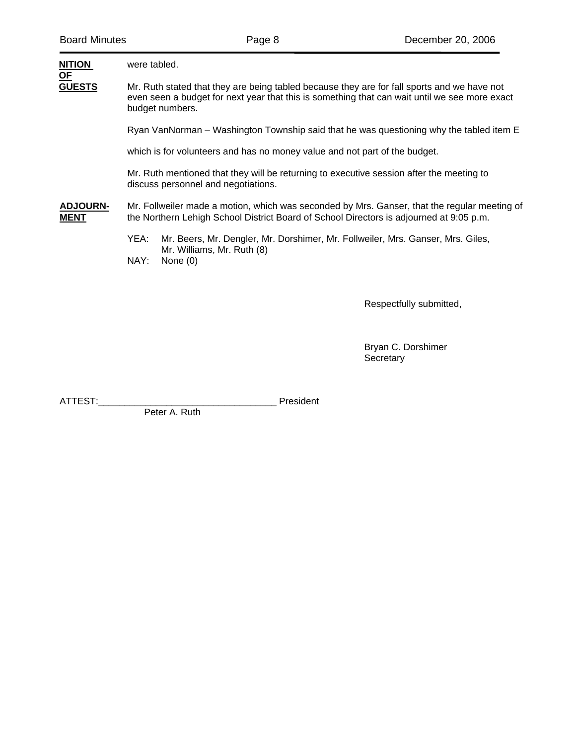**NITION OF GUESTS**

were tabled.

Mr. Ruth stated that they are being tabled because they are for fall sports and we have not even seen a budget for next year that this is something that can wait until we see more exact budget numbers.

Ryan VanNorman – Washington Township said that he was questioning why the tabled item E

which is for volunteers and has no money value and not part of the budget.

Mr. Ruth mentioned that they will be returning to executive session after the meeting to discuss personnel and negotiations.

**ADJOURN-MENT**

Mr. Follweiler made a motion, which was seconded by Mrs. Ganser, that the regular meeting of the Northern Lehigh School District Board of School Directors is adjourned at 9:05 p.m.

YEA: Mr. Beers, Mr. Dengler, Mr. Dorshimer, Mr. Follweiler, Mrs. Ganser, Mrs. Giles, Mr. Williams, Mr. Ruth (8)
NAY: None (0)

Respectfully submitted,

Bryan C. Dorshimer
Secretary

ATTEST:_________________________________ President
Peter A. Ruth